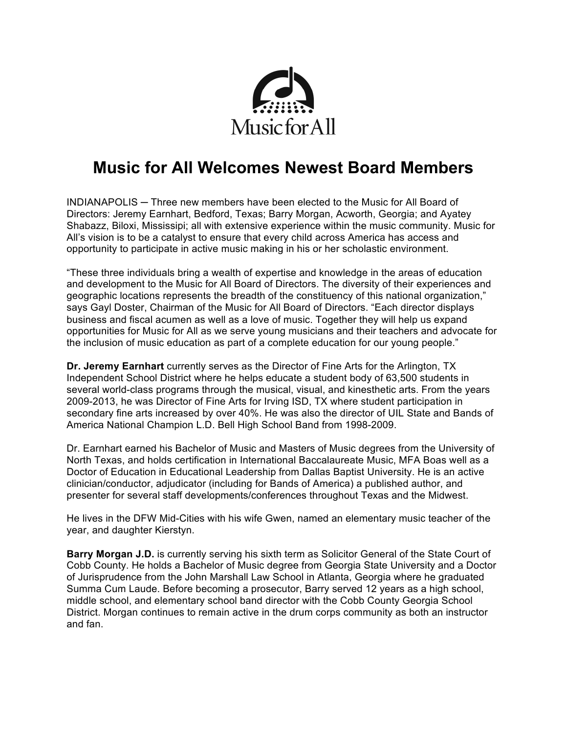Music for All

# Music for All Welcomes Newest Board Members

INDIANAPOLIS ─ Three new members have been elected to the Music for All Board of Directors: Jeremy Earnhart, Bedford, Texas; Barry Morgan, Acworth, Georgia; and Ayatey Shabazz, Biloxi, Mississipi; all with extensive experience within the music community. Music for All's vision is to be a catalyst to ensure that every child across America has access and opportunity to participate in active music making in his or her scholastic environment.

"These three individuals bring a wealth of expertise and knowledge in the areas of education and development to the Music for All Board of Directors. The diversity of their experiences and geographic locations represents the breadth of the constituency of this national organization," says Gayl Doster, Chairman of the Music for All Board of Directors. "Each director displays business and fiscal acumen as well as a love of music. Together they will help us expand opportunities for Music for All as we serve young musicians and their teachers and advocate for the inclusion of music education as part of a complete education for our young people."

**Dr. Jeremy Earnhart** currently serves as the Director of Fine Arts for the Arlington, TX Independent School District where he helps educate a student body of 63,500 students in several world-class programs through the musical, visual, and kinesthetic arts. From the years 2009-2013, he was Director of Fine Arts for Irving ISD, TX where student participation in secondary fine arts increased by over 40%. He was also the director of UIL State and Bands of America National Champion L.D. Bell High School Band from 1998-2009.

Dr. Earnhart earned his Bachelor of Music and Masters of Music degrees from the University of North Texas, and holds certification in International Baccalaureate Music, MFA Boas well as a Doctor of Education in Educational Leadership from Dallas Baptist University. He is an active clinician/conductor, adjudicator (including for Bands of America) a published author, and presenter for several staff developments/conferences throughout Texas and the Midwest.

He lives in the DFW Mid-Cities with his wife Gwen, named an elementary music teacher of the year, and daughter Kierstyn.

**Barry Morgan J.D.** is currently serving his sixth term as Solicitor General of the State Court of Cobb County. He holds a Bachelor of Music degree from Georgia State University and a Doctor of Jurisprudence from the John Marshall Law School in Atlanta, Georgia where he graduated Summa Cum Laude. Before becoming a prosecutor, Barry served 12 years as a high school, middle school, and elementary school band director with the Cobb County Georgia School District. Morgan continues to remain active in the drum corps community as both an instructor and fan.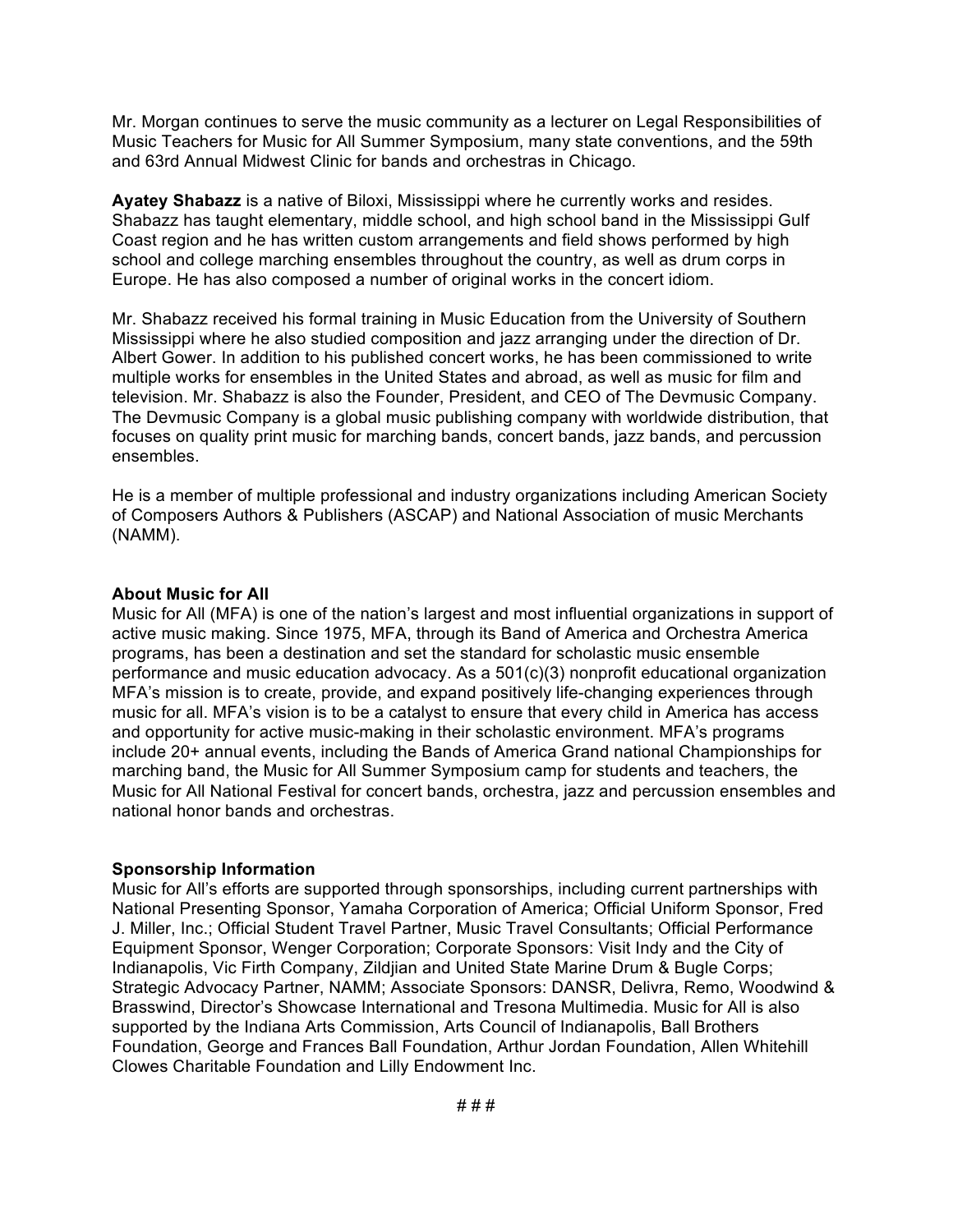Mr. Morgan continues to serve the music community as a lecturer on Legal Responsibilities of Music Teachers for Music for All Summer Symposium, many state conventions, and the 59th and 63rd Annual Midwest Clinic for bands and orchestras in Chicago.

**Ayatey Shabazz** is a native of Biloxi, Mississippi where he currently works and resides. Shabazz has taught elementary, middle school, and high school band in the Mississippi Gulf Coast region and he has written custom arrangements and field shows performed by high school and college marching ensembles throughout the country, as well as drum corps in Europe. He has also composed a number of original works in the concert idiom.

Mr. Shabazz received his formal training in Music Education from the University of Southern Mississippi where he also studied composition and jazz arranging under the direction of Dr. Albert Gower. In addition to his published concert works, he has been commissioned to write multiple works for ensembles in the United States and abroad, as well as music for film and television. Mr. Shabazz is also the Founder, President, and CEO of The Devmusic Company. The Devmusic Company is a global music publishing company with worldwide distribution, that focuses on quality print music for marching bands, concert bands, jazz bands, and percussion ensembles.

He is a member of multiple professional and industry organizations including American Society of Composers Authors & Publishers (ASCAP) and National Association of music Merchants (NAMM).

**About Music for All**
Music for All (MFA) is one of the nation's largest and most influential organizations in support of active music making. Since 1975, MFA, through its Band of America and Orchestra America programs, has been a destination and set the standard for scholastic music ensemble performance and music education advocacy. As a 501(c)(3) nonprofit educational organization MFA's mission is to create, provide, and expand positively life-changing experiences through music for all. MFA's vision is to be a catalyst to ensure that every child in America has access and opportunity for active music-making in their scholastic environment. MFA's programs include 20+ annual events, including the Bands of America Grand national Championships for marching band, the Music for All Summer Symposium camp for students and teachers, the Music for All National Festival for concert bands, orchestra, jazz and percussion ensembles and national honor bands and orchestras.

**Sponsorship Information**
Music for All's efforts are supported through sponsorships, including current partnerships with National Presenting Sponsor, Yamaha Corporation of America; Official Uniform Sponsor, Fred J. Miller, Inc.; Official Student Travel Partner, Music Travel Consultants; Official Performance Equipment Sponsor, Wenger Corporation; Corporate Sponsors: Visit Indy and the City of Indianapolis, Vic Firth Company, Zildjian and United State Marine Drum & Bugle Corps; Strategic Advocacy Partner, NAMM; Associate Sponsors: DANSR, Delivra, Remo, Woodwind & Brasswind, Director's Showcase International and Tresona Multimedia. Music for All is also supported by the Indiana Arts Commission, Arts Council of Indianapolis, Ball Brothers Foundation, George and Frances Ball Foundation, Arthur Jordan Foundation, Allen Whitehill Clowes Charitable Foundation and Lilly Endowment Inc.

# # #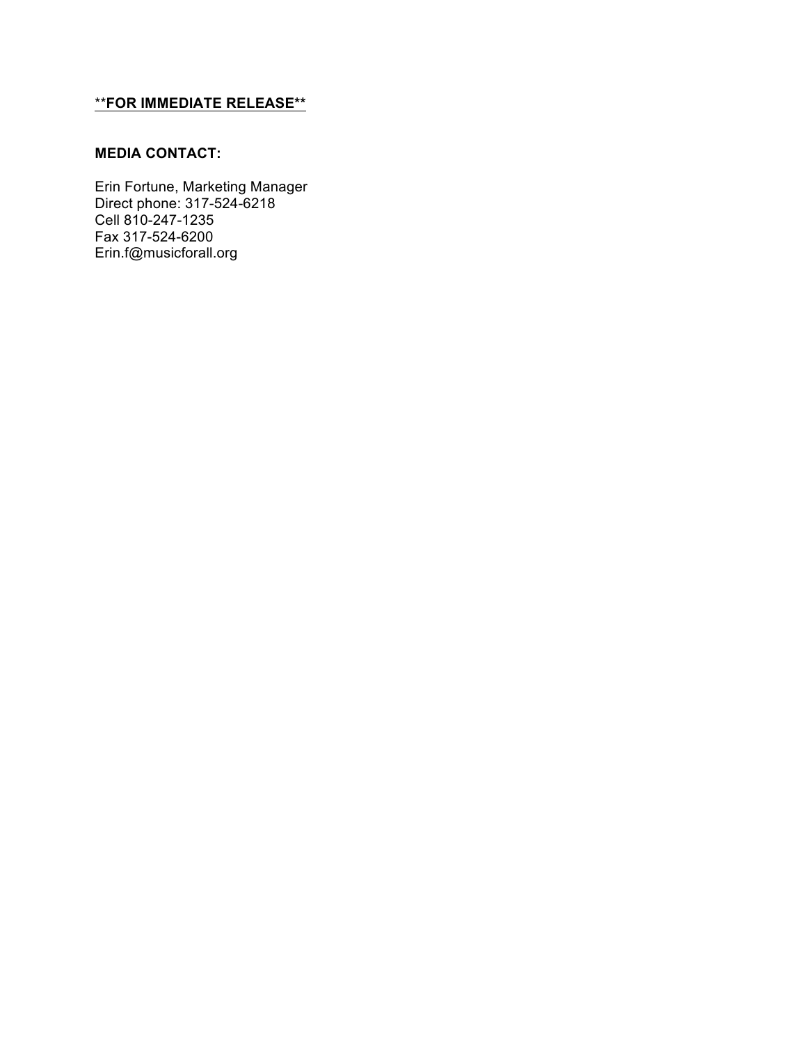**<u>**FOR IMMEDIATE RELEASE**</u>**

**MEDIA CONTACT:**

Erin Fortune, Marketing Manager
Direct phone: 317-524-6218
Cell 810-247-1235
Fax 317-524-6200
Erin.f@musicforall.org